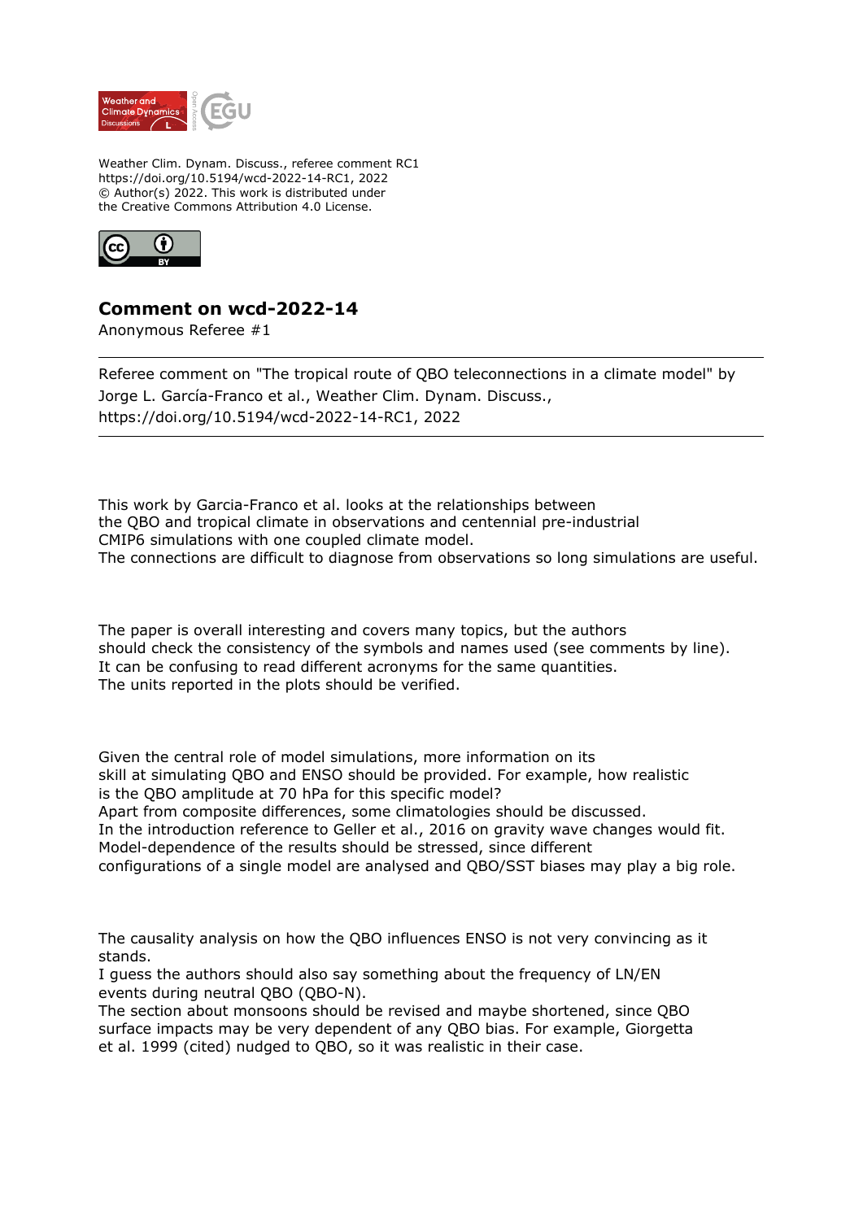Weather Clim. Dynam. Discuss., referee comment RC1
https://doi.org/10.5194/wcd-2022-14-RC1, 2022
© Author(s) 2022. This work is distributed under
the Creative Commons Attribution 4.0 License.

## Comment on wcd-2022-14

Anonymous Referee #1

---

Referee comment on "The tropical route of QBO teleconnections in a climate model" by Jorge L. García-Franco et al., Weather Clim. Dynam. Discuss., https://doi.org/10.5194/wcd-2022-14-RC1, 2022

---

This work by Garcia-Franco et al. looks at the relationships between the QBO and tropical climate in observations and centennial pre-industrial CMIP6 simulations with one coupled climate model.
The connections are difficult to diagnose from observations so long simulations are useful.

The paper is overall interesting and covers many topics, but the authors should check the consistency of the symbols and names used (see comments by line).
It can be confusing to read different acronyms for the same quantities.
The units reported in the plots should be verified.

Given the central role of model simulations, more information on its skill at simulating QBO and ENSO should be provided. For example, how realistic is the QBO amplitude at 70 hPa for this specific model?
Apart from composite differences, some climatologies should be discussed.
In the introduction reference to Geller et al., 2016 on gravity wave changes would fit.
Model-dependence of the results should be stressed, since different configurations of a single model are analysed and QBO/SST biases may play a big role.

The causality analysis on how the QBO influences ENSO is not very convincing as it stands.
I guess the authors should also say something about the frequency of LN/EN events during neutral QBO (QBO-N).
The section about monsoons should be revised and maybe shortened, since QBO surface impacts may be very dependent of any QBO bias. For example, Giorgetta et al. 1999 (cited) nudged to QBO, so it was realistic in their case.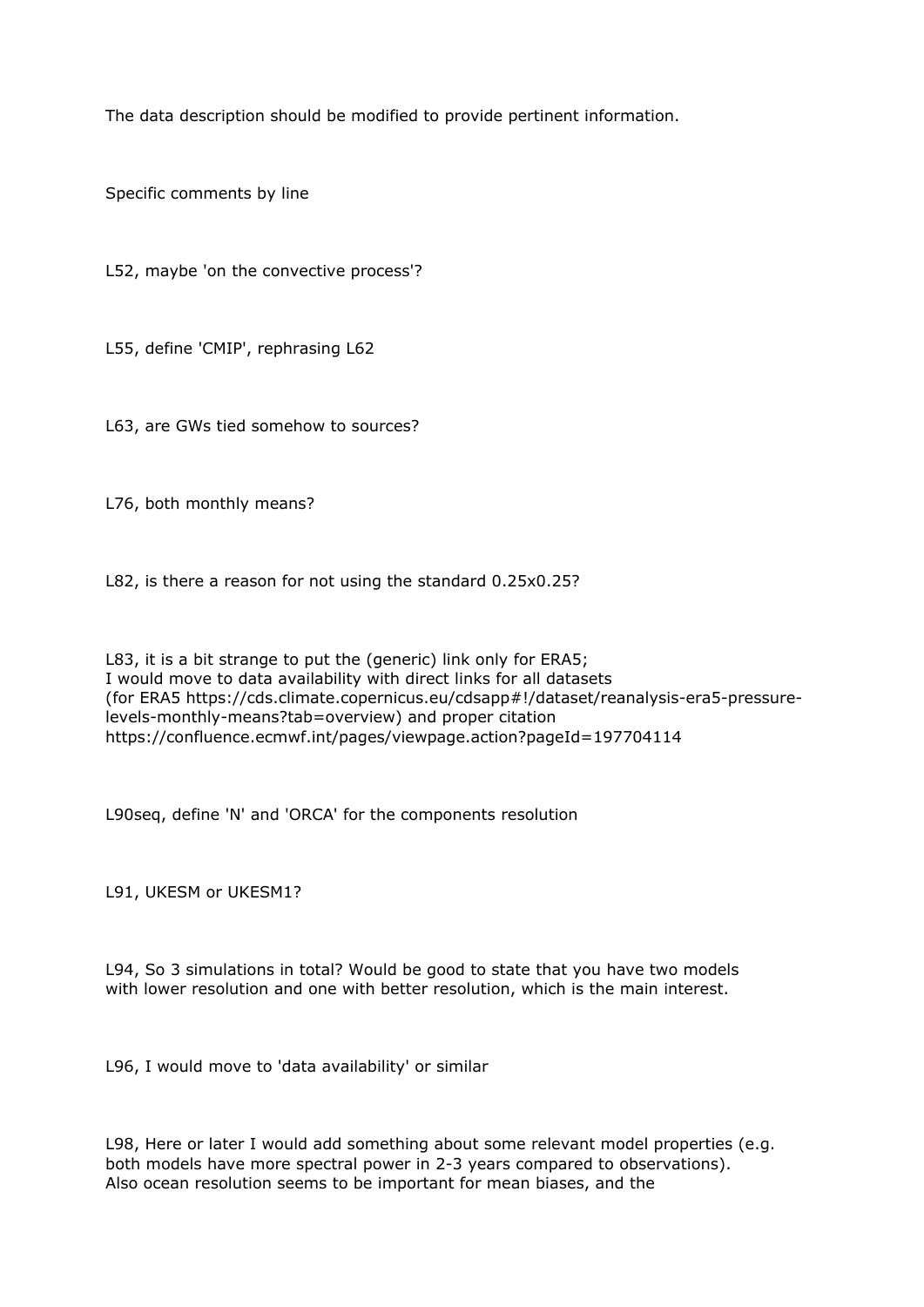The data description should be modified to provide pertinent information.

Specific comments by line

L52, maybe 'on the convective process'?

L55, define 'CMIP', rephrasing L62

L63, are GWs tied somehow to sources?

L76, both monthly means?

L82, is there a reason for not using the standard 0.25x0.25?

L83, it is a bit strange to put the (generic) link only for ERA5;
I would move to data availability with direct links for all datasets
(for ERA5 https://cds.climate.copernicus.eu/cdsapp#!/dataset/reanalysis-era5-pressure-levels-monthly-means?tab=overview) and proper citation
https://confluence.ecmwf.int/pages/viewpage.action?pageId=197704114

L90seq, define 'N' and 'ORCA' for the components resolution

L91, UKESM or UKESM1?

L94, So 3 simulations in total? Would be good to state that you have two models with lower resolution and one with better resolution, which is the main interest.

L96, I would move to 'data availability' or similar

L98, Here or later I would add something about some relevant model properties (e.g. both models have more spectral power in 2-3 years compared to observations).
Also ocean resolution seems to be important for mean biases, and the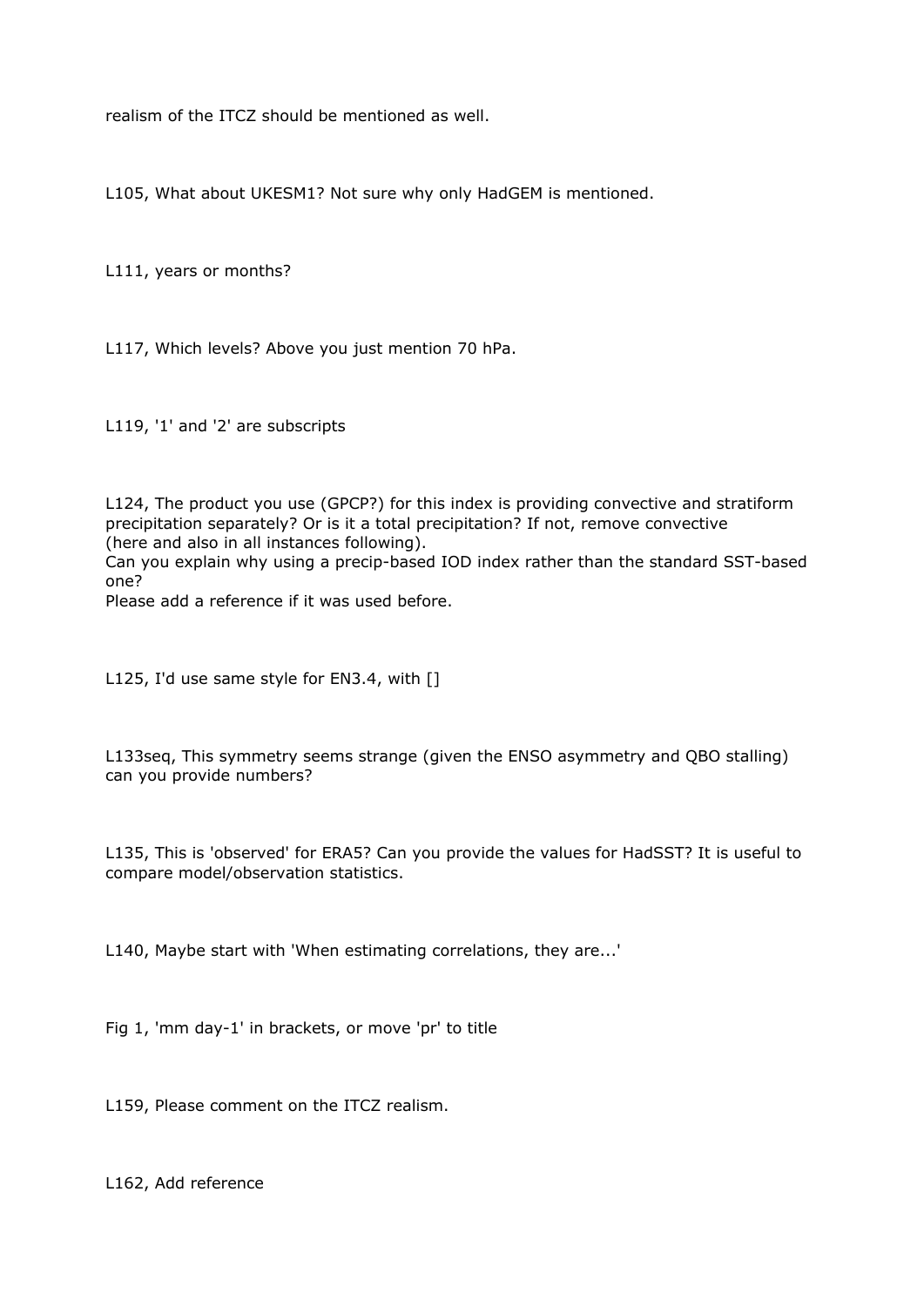realism of the ITCZ should be mentioned as well.

L105, What about UKESM1? Not sure why only HadGEM is mentioned.

L111, years or months?

L117, Which levels? Above you just mention 70 hPa.

L119, '1' and '2' are subscripts

L124, The product you use (GPCP?) for this index is providing convective and stratiform precipitation separately? Or is it a total precipitation? If not, remove convective (here and also in all instances following).
Can you explain why using a precip-based IOD index rather than the standard SST-based one?
Please add a reference if it was used before.

L125, I'd use same style for EN3.4, with []

L133seq, This symmetry seems strange (given the ENSO asymmetry and QBO stalling) can you provide numbers?

L135, This is 'observed' for ERA5? Can you provide the values for HadSST? It is useful to compare model/observation statistics.

L140, Maybe start with 'When estimating correlations, they are...'

Fig 1, 'mm day-1' in brackets, or move 'pr' to title

L159, Please comment on the ITCZ realism.

L162, Add reference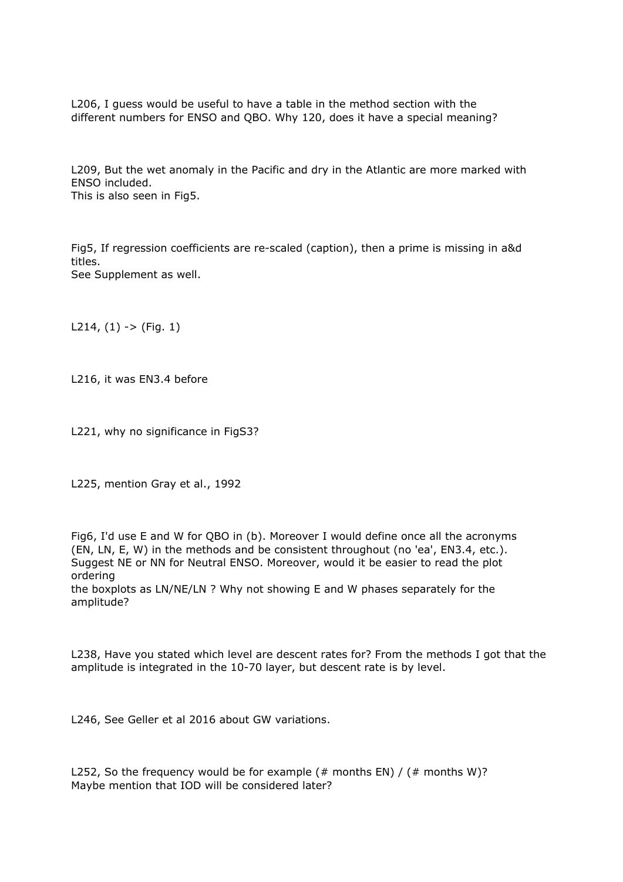L206, I guess would be useful to have a table in the method section with the different numbers for ENSO and QBO. Why 120, does it have a special meaning?

L209, But the wet anomaly in the Pacific and dry in the Atlantic are more marked with ENSO included.
This is also seen in Fig5.

Fig5, If regression coefficients are re-scaled (caption), then a prime is missing in a&d titles.
See Supplement as well.

L214, (1) -> (Fig. 1)

L216, it was EN3.4 before

L221, why no significance in FigS3?

L225, mention Gray et al., 1992

Fig6, I'd use E and W for QBO in (b). Moreover I would define once all the acronyms (EN, LN, E, W) in the methods and be consistent throughout (no 'ea', EN3.4, etc.). Suggest NE or NN for Neutral ENSO. Moreover, would it be easier to read the plot ordering
the boxplots as LN/NE/LN ? Why not showing E and W phases separately for the amplitude?

L238, Have you stated which level are descent rates for? From the methods I got that the amplitude is integrated in the 10-70 layer, but descent rate is by level.

L246, See Geller et al 2016 about GW variations.

L252, So the frequency would be for example (# months EN) / (# months W)?
Maybe mention that IOD will be considered later?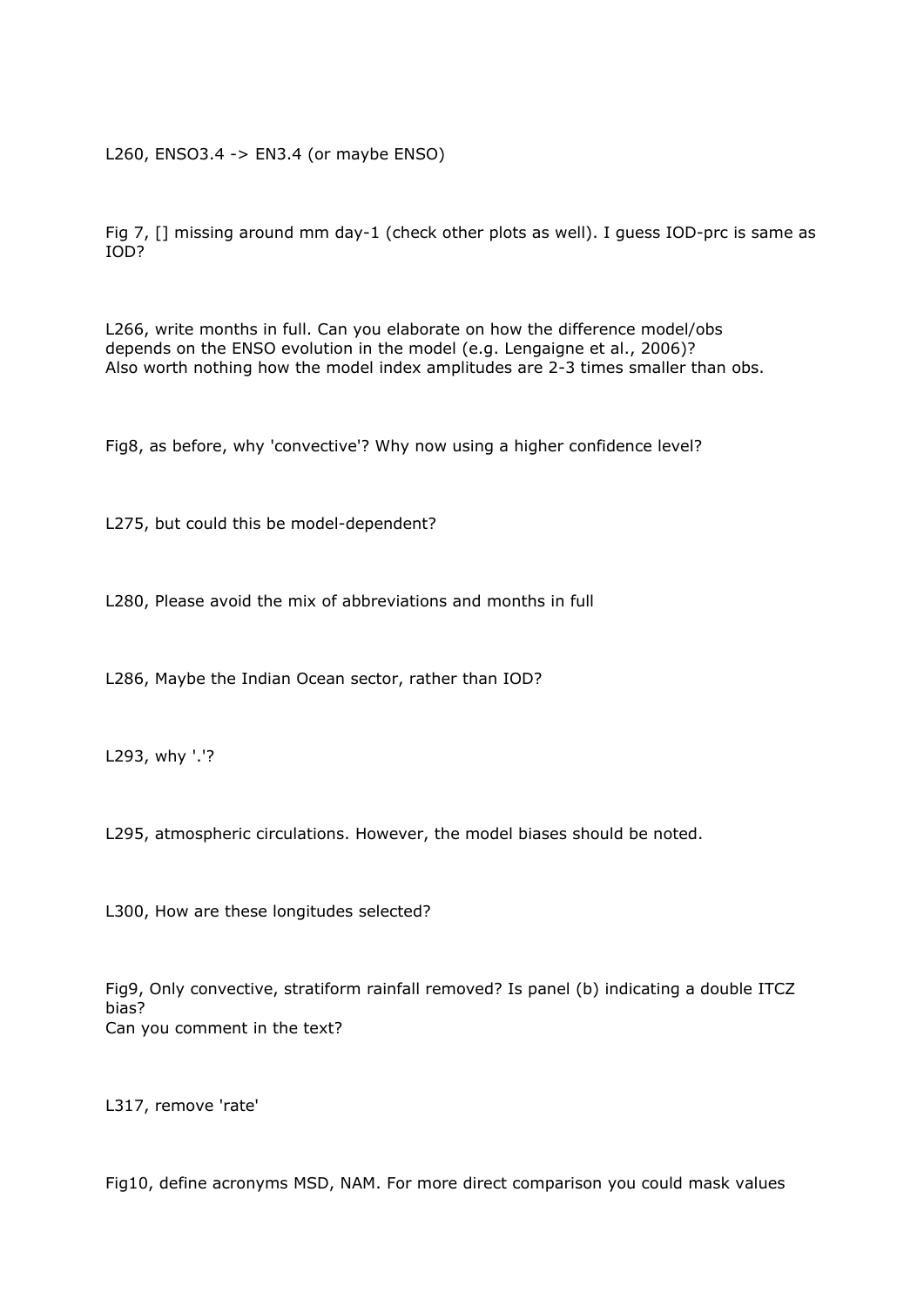L260, ENSO3.4 -> EN3.4 (or maybe ENSO)

Fig 7, [] missing around mm day-1 (check other plots as well). I guess IOD-prc is same as IOD?

L266, write months in full. Can you elaborate on how the difference model/obs depends on the ENSO evolution in the model (e.g. Lengaigne et al., 2006)?
Also worth nothing how the model index amplitudes are 2-3 times smaller than obs.

Fig8, as before, why 'convective'? Why now using a higher confidence level?

L275, but could this be model-dependent?

L280, Please avoid the mix of abbreviations and months in full

L286, Maybe the Indian Ocean sector, rather than IOD?

L293, why '.'?

L295, atmospheric circulations. However, the model biases should be noted.

L300, How are these longitudes selected?

Fig9, Only convective, stratiform rainfall removed? Is panel (b) indicating a double ITCZ bias?
Can you comment in the text?

L317, remove 'rate'

Fig10, define acronyms MSD, NAM. For more direct comparison you could mask values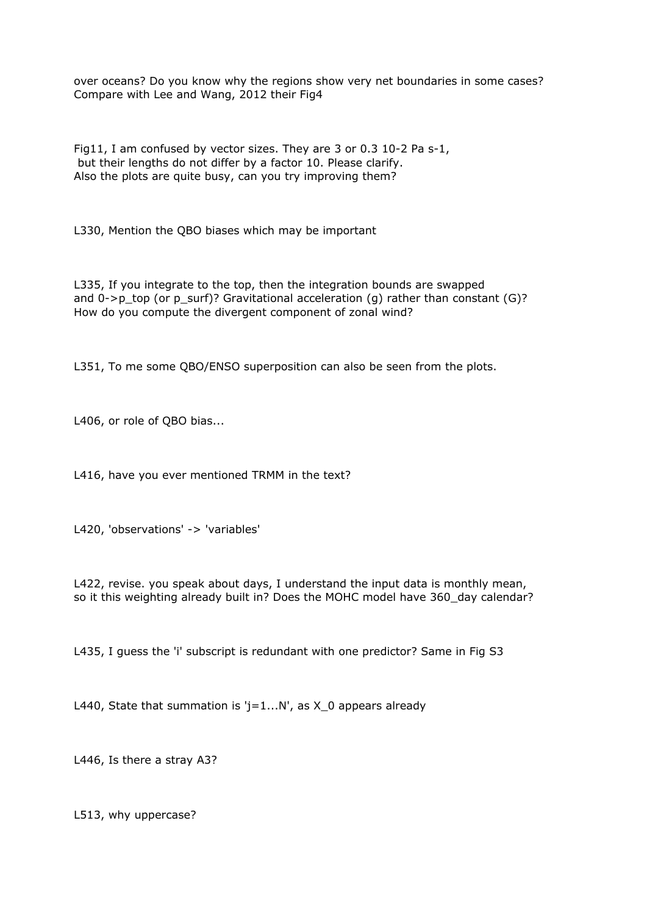over oceans? Do you know why the regions show very net boundaries in some cases? Compare with Lee and Wang, 2012 their Fig4

Fig11, I am confused by vector sizes. They are 3 or 0.3 10-2 Pa s-1, but their lengths do not differ by a factor 10. Please clarify. Also the plots are quite busy, can you try improving them?

L330, Mention the QBO biases which may be important

L335, If you integrate to the top, then the integration bounds are swapped and 0->p_top (or p_surf)? Gravitational acceleration (g) rather than constant (G)? How do you compute the divergent component of zonal wind?

L351, To me some QBO/ENSO superposition can also be seen from the plots.

L406, or role of QBO bias...

L416, have you ever mentioned TRMM in the text?

L420, 'observations' -> 'variables'

L422, revise. you speak about days, I understand the input data is monthly mean, so it this weighting already built in? Does the MOHC model have 360_day calendar?

L435, I guess the 'i' subscript is redundant with one predictor? Same in Fig S3

L440, State that summation is 'j=1...N', as X_0 appears already

L446, Is there a stray A3?

L513, why uppercase?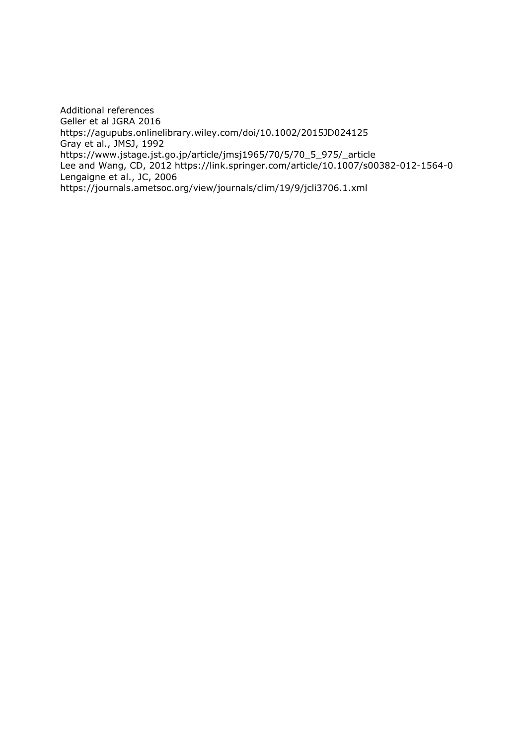Additional references

Geller et al JGRA 2016
https://agupubs.onlinelibrary.wiley.com/doi/10.1002/2015JD024125

Gray et al., JMSJ, 1992
https://www.jstage.jst.go.jp/article/jmsj1965/70/5/70_5_975/_article

Lee and Wang, CD, 2012 https://link.springer.com/article/10.1007/s00382-012-1564-0

Lengaigne et al., JC, 2006
https://journals.ametsoc.org/view/journals/clim/19/9/jcli3706.1.xml